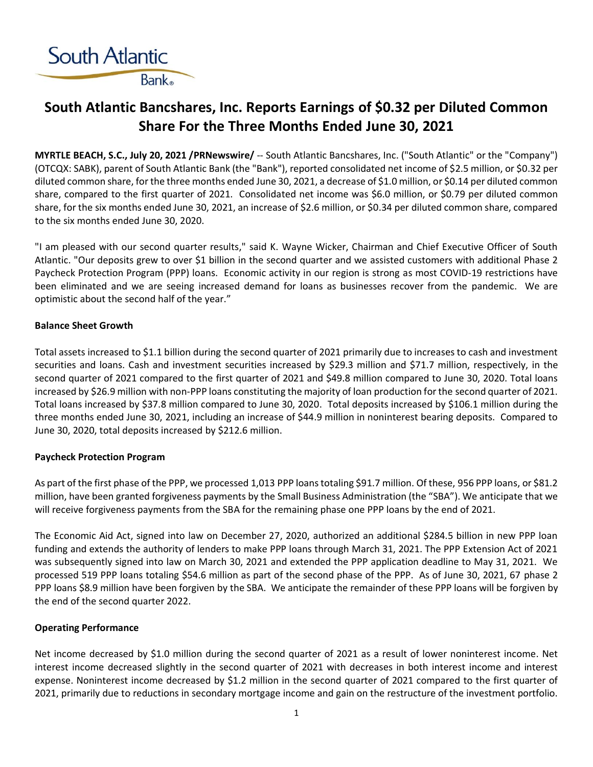South Atlantic Bank®

# South Atlantic Bancshares, Inc. Reports Earnings of $0.32 per Diluted Common Share For the Three Months Ended June 30, 2021

**MYRTLE BEACH, S.C., July 20, 2021 /PRNewswire/** -- South Atlantic Bancshares, Inc. ("South Atlantic" or the "Company") (OTCQX: SABK), parent of South Atlantic Bank (the "Bank"), reported consolidated net income of $2.5 million, or $0.32 per diluted common share, for the three months ended June 30, 2021, a decrease of $1.0 million, or $0.14 per diluted common share, compared to the first quarter of 2021. Consolidated net income was $6.0 million, or $0.79 per diluted common share, for the six months ended June 30, 2021, an increase of $2.6 million, or $0.34 per diluted common share, compared to the six months ended June 30, 2020.

"I am pleased with our second quarter results," said K. Wayne Wicker, Chairman and Chief Executive Officer of South Atlantic. "Our deposits grew to over $1 billion in the second quarter and we assisted customers with additional Phase 2 Paycheck Protection Program (PPP) loans. Economic activity in our region is strong as most COVID-19 restrictions have been eliminated and we are seeing increased demand for loans as businesses recover from the pandemic. We are optimistic about the second half of the year."

**Balance Sheet Growth**

Total assets increased to $1.1 billion during the second quarter of 2021 primarily due to increases to cash and investment securities and loans. Cash and investment securities increased by $29.3 million and $71.7 million, respectively, in the second quarter of 2021 compared to the first quarter of 2021 and $49.8 million compared to June 30, 2020. Total loans increased by $26.9 million with non-PPP loans constituting the majority of loan production for the second quarter of 2021. Total loans increased by $37.8 million compared to June 30, 2020. Total deposits increased by $106.1 million during the three months ended June 30, 2021, including an increase of $44.9 million in noninterest bearing deposits. Compared to June 30, 2020, total deposits increased by $212.6 million.

**Paycheck Protection Program**

As part of the first phase of the PPP, we processed 1,013 PPP loans totaling $91.7 million. Of these, 956 PPP loans, or $81.2 million, have been granted forgiveness payments by the Small Business Administration (the "SBA"). We anticipate that we will receive forgiveness payments from the SBA for the remaining phase one PPP loans by the end of 2021.

The Economic Aid Act, signed into law on December 27, 2020, authorized an additional $284.5 billion in new PPP loan funding and extends the authority of lenders to make PPP loans through March 31, 2021. The PPP Extension Act of 2021 was subsequently signed into law on March 30, 2021 and extended the PPP application deadline to May 31, 2021. We processed 519 PPP loans totaling $54.6 million as part of the second phase of the PPP. As of June 30, 2021, 67 phase 2 PPP loans $8.9 million have been forgiven by the SBA. We anticipate the remainder of these PPP loans will be forgiven by the end of the second quarter 2022.

**Operating Performance**

Net income decreased by $1.0 million during the second quarter of 2021 as a result of lower noninterest income. Net interest income decreased slightly in the second quarter of 2021 with decreases in both interest income and interest expense. Noninterest income decreased by $1.2 million in the second quarter of 2021 compared to the first quarter of 2021, primarily due to reductions in secondary mortgage income and gain on the restructure of the investment portfolio.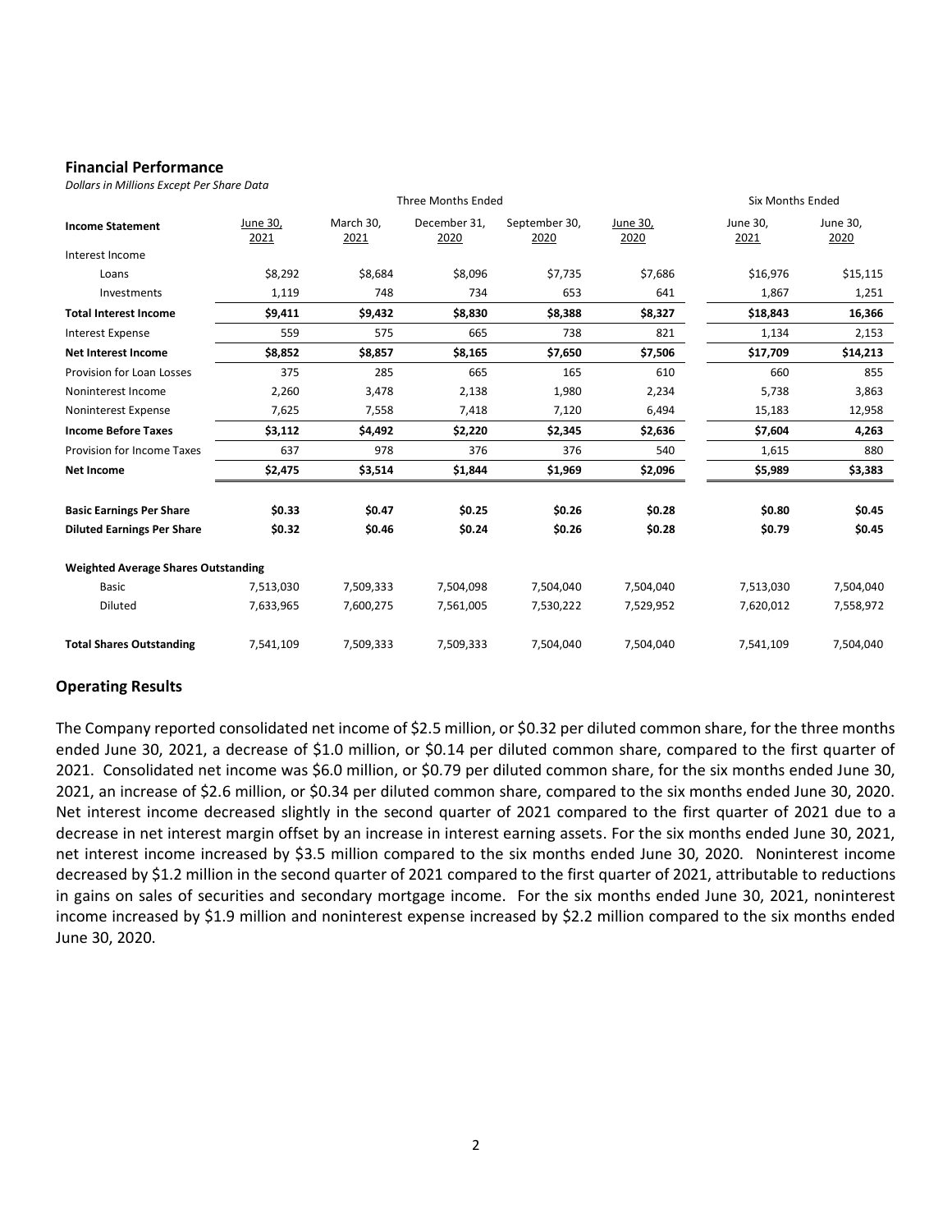### Financial Performance

*Dollars in Millions Except Per Share Data*

| | Three Months Ended | | | | | Six Months Ended | |
|---|---|---|---|---|---|---|---|
| **Income Statement** | June 30, 2021 | March 30, 2021 | December 31, 2020 | September 30, 2020 | June 30, 2020 | June 30, 2021 | June 30, 2020 |
| Interest Income | | | | | | | |
| Loans | $8,292 | $8,684 | $8,096 | $7,735 | $7,686 | $16,976 | $15,115 |
| Investments | 1,119 | 748 | 734 | 653 | 641 | 1,867 | 1,251 |
| **Total Interest Income** | **$9,411** | **$9,432** | **$8,830** | **$8,388** | **$8,327** | **$18,843** | **16,366** |
| Interest Expense | 559 | 575 | 665 | 738 | 821 | 1,134 | 2,153 |
| **Net Interest Income** | **$8,852** | **$8,857** | **$8,165** | **$7,650** | **$7,506** | **$17,709** | **$14,213** |
| Provision for Loan Losses | 375 | 285 | 665 | 165 | 610 | 660 | 855 |
| Noninterest Income | 2,260 | 3,478 | 2,138 | 1,980 | 2,234 | 5,738 | 3,863 |
| Noninterest Expense | 7,625 | 7,558 | 7,418 | 7,120 | 6,494 | 15,183 | 12,958 |
| **Income Before Taxes** | **$3,112** | **$4,492** | **$2,220** | **$2,345** | **$2,636** | **$7,604** | **4,263** |
| Provision for Income Taxes | 637 | 978 | 376 | 376 | 540 | 1,615 | 880 |
| **Net Income** | **$2,475** | **$3,514** | **$1,844** | **$1,969** | **$2,096** | **$5,989** | **$3,383** |
| | | | | | | | |
| **Basic Earnings Per Share** | **$0.33** | **$0.47** | **$0.25** | **$0.26** | **$0.28** | **$0.80** | **$0.45** |
| **Diluted Earnings Per Share** | **$0.32** | **$0.46** | **$0.24** | **$0.26** | **$0.28** | **$0.79** | **$0.45** |
| | | | | | | | |
| **Weighted Average Shares Outstanding** | | | | | | | |
| Basic | 7,513,030 | 7,509,333 | 7,504,098 | 7,504,040 | 7,504,040 | 7,513,030 | 7,504,040 |
| Diluted | 7,633,965 | 7,600,275 | 7,561,005 | 7,530,222 | 7,529,952 | 7,620,012 | 7,558,972 |
| | | | | | | | |
| **Total Shares Outstanding** | 7,541,109 | 7,509,333 | 7,509,333 | 7,504,040 | 7,504,040 | 7,541,109 | 7,504,040 |

## Operating Results

The Company reported consolidated net income of $2.5 million, or $0.32 per diluted common share, for the three months ended June 30, 2021, a decrease of $1.0 million, or $0.14 per diluted common share, compared to the first quarter of 2021. Consolidated net income was $6.0 million, or $0.79 per diluted common share, for the six months ended June 30, 2021, an increase of $2.6 million, or $0.34 per diluted common share, compared to the six months ended June 30, 2020. Net interest income decreased slightly in the second quarter of 2021 compared to the first quarter of 2021 due to a decrease in net interest margin offset by an increase in interest earning assets. For the six months ended June 30, 2021, net interest income increased by $3.5 million compared to the six months ended June 30, 2020. Noninterest income decreased by $1.2 million in the second quarter of 2021 compared to the first quarter of 2021, attributable to reductions in gains on sales of securities and secondary mortgage income. For the six months ended June 30, 2021, noninterest income increased by $1.9 million and noninterest expense increased by $2.2 million compared to the six months ended June 30, 2020.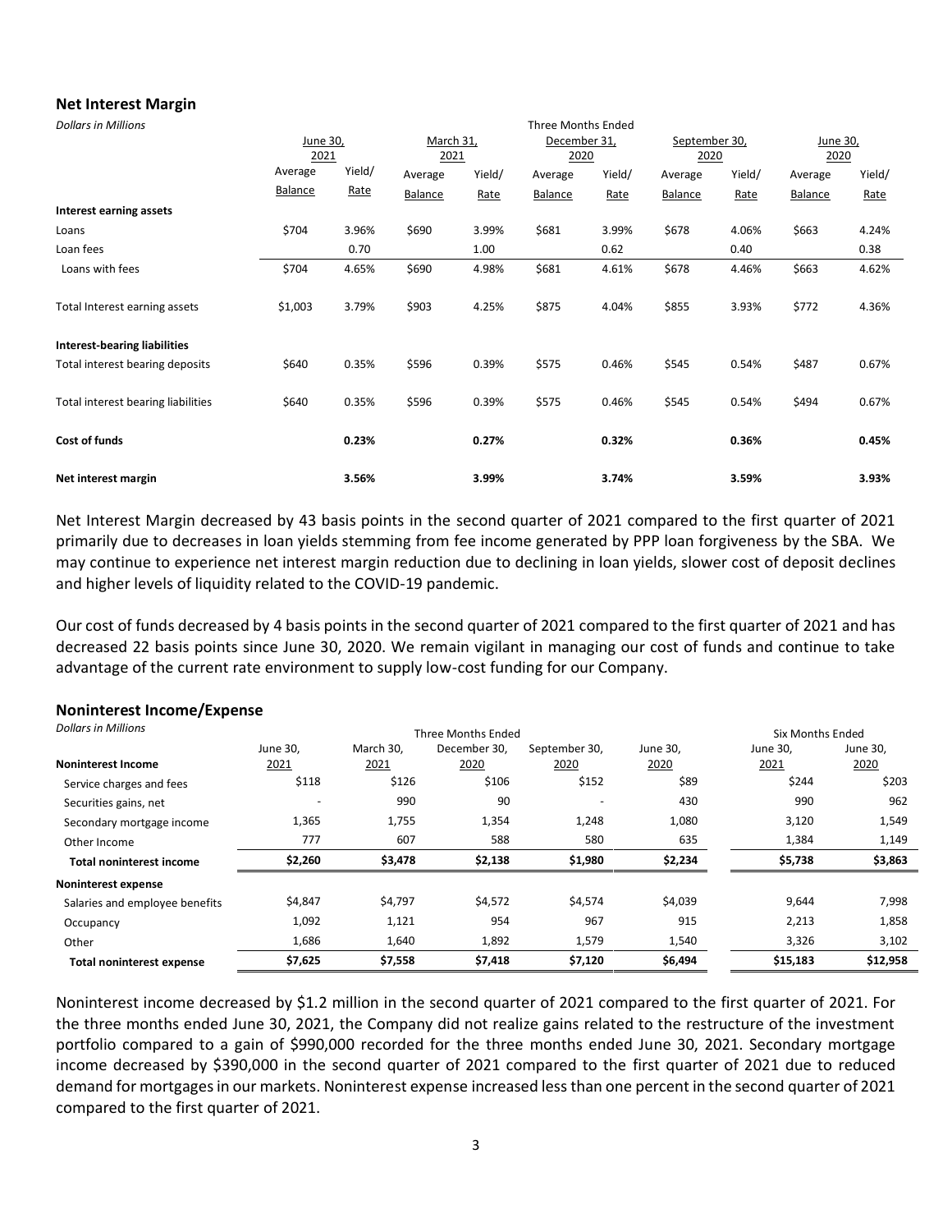## Net Interest Margin

*Dollars in Millions*

| | Three Months Ended | | | | | | | | | |
|---|---|---|---|---|---|---|---|---|---|---|
| | June 30, 2021 | | March 31, 2021 | | December 31, 2020 | | September 30, 2020 | | June 30, 2020 | |
| | Average Balance | Yield/ Rate | Average Balance | Yield/ Rate | Average Balance | Yield/ Rate | Average Balance | Yield/ Rate | Average Balance | Yield/ Rate |
| **Interest earning assets** | | | | | | | | | | |
| Loans | $704 | 3.96% | $690 | 3.99% | $681 | 3.99% | $678 | 4.06% | $663 | 4.24% |
| Loan fees | | 0.70 | | 1.00 | | 0.62 | | 0.40 | | 0.38 |
| Loans with fees | $704 | 4.65% | $690 | 4.98% | $681 | 4.61% | $678 | 4.46% | $663 | 4.62% |
| Total Interest earning assets | $1,003 | 3.79% | $903 | 4.25% | $875 | 4.04% | $855 | 3.93% | $772 | 4.36% |
| **Interest-bearing liabilities** | | | | | | | | | | |
| Total interest bearing deposits | $640 | 0.35% | $596 | 0.39% | $575 | 0.46% | $545 | 0.54% | $487 | 0.67% |
| Total interest bearing liabilities | $640 | 0.35% | $596 | 0.39% | $575 | 0.46% | $545 | 0.54% | $494 | 0.67% |
| **Cost of funds** | | **0.23%** | | **0.27%** | | **0.32%** | | **0.36%** | | **0.45%** |
| **Net interest margin** | | **3.56%** | | **3.99%** | | **3.74%** | | **3.59%** | | **3.93%** |

Net Interest Margin decreased by 43 basis points in the second quarter of 2021 compared to the first quarter of 2021 primarily due to decreases in loan yields stemming from fee income generated by PPP loan forgiveness by the SBA. We may continue to experience net interest margin reduction due to declining in loan yields, slower cost of deposit declines and higher levels of liquidity related to the COVID-19 pandemic.

Our cost of funds decreased by 4 basis points in the second quarter of 2021 compared to the first quarter of 2021 and has decreased 22 basis points since June 30, 2020. We remain vigilant in managing our cost of funds and continue to take advantage of the current rate environment to supply low-cost funding for our Company.

## Noninterest Income/Expense

*Dollars in Millions*

| | Three Months Ended | | | | | Six Months Ended | |
|---|---|---|---|---|---|---|---|
| **Noninterest Income** | June 30, 2021 | March 30, 2021 | December 30, 2020 | September 30, 2020 | June 30, 2020 | June 30, 2021 | June 30, 2020 |
| Service charges and fees | $118 | $126 | $106 | $152 | $89 | $244 | $203 |
| Securities gains, net | - | 990 | 90 | - | 430 | 990 | 962 |
| Secondary mortgage income | 1,365 | 1,755 | 1,354 | 1,248 | 1,080 | 3,120 | 1,549 |
| Other Income | 777 | 607 | 588 | 580 | 635 | 1,384 | 1,149 |
| **Total noninterest income** | **$2,260** | **$3,478** | **$2,138** | **$1,980** | **$2,234** | **$5,738** | **$3,863** |
| **Noninterest expense** | | | | | | | |
| Salaries and employee benefits | $4,847 | $4,797 | $4,572 | $4,574 | $4,039 | 9,644 | 7,998 |
| Occupancy | 1,092 | 1,121 | 954 | 967 | 915 | 2,213 | 1,858 |
| Other | 1,686 | 1,640 | 1,892 | 1,579 | 1,540 | 3,326 | 3,102 |
| **Total noninterest expense** | **$7,625** | **$7,558** | **$7,418** | **$7,120** | **$6,494** | **$15,183** | **$12,958** |

Noninterest income decreased by $1.2 million in the second quarter of 2021 compared to the first quarter of 2021. For the three months ended June 30, 2021, the Company did not realize gains related to the restructure of the investment portfolio compared to a gain of $990,000 recorded for the three months ended June 30, 2021. Secondary mortgage income decreased by $390,000 in the second quarter of 2021 compared to the first quarter of 2021 due to reduced demand for mortgages in our markets. Noninterest expense increased less than one percent in the second quarter of 2021 compared to the first quarter of 2021.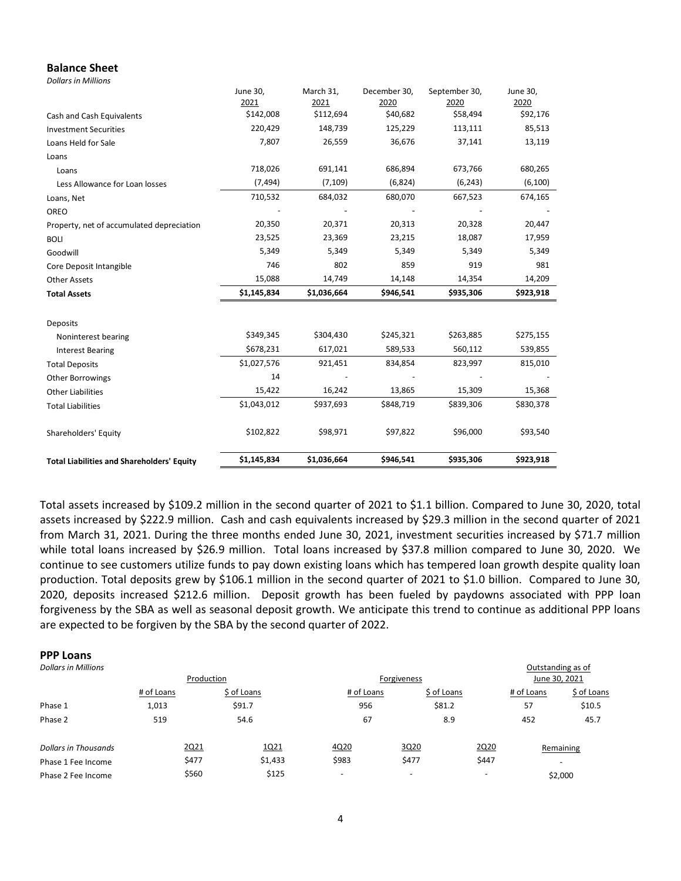## Balance Sheet

*Dollars in Millions*

| | June 30, 2021 | March 31, 2021 | December 30, 2020 | September 30, 2020 | June 30, 2020 |
|---|---|---|---|---|---|
| Cash and Cash Equivalents | $142,008 | $112,694 | $40,682 | $58,494 | $92,176 |
| Investment Securities | 220,429 | 148,739 | 125,229 | 113,111 | 85,513 |
| Loans Held for Sale | 7,807 | 26,559 | 36,676 | 37,141 | 13,119 |
| Loans | | | | | |
| Loans | 718,026 | 691,141 | 686,894 | 673,766 | 680,265 |
| Less Allowance for Loan losses | (7,494) | (7,109) | (6,824) | (6,243) | (6,100) |
| Loans, Net | 710,532 | 684,032 | 680,070 | 667,523 | 674,165 |
| OREO | - | - | - | - | - |
| Property, net of accumulated depreciation | 20,350 | 20,371 | 20,313 | 20,328 | 20,447 |
| BOLI | 23,525 | 23,369 | 23,215 | 18,087 | 17,959 |
| Goodwill | 5,349 | 5,349 | 5,349 | 5,349 | 5,349 |
| Core Deposit Intangible | 746 | 802 | 859 | 919 | 981 |
| Other Assets | 15,088 | 14,749 | 14,148 | 14,354 | 14,209 |
| **Total Assets** | **$1,145,834** | **$1,036,664** | **$946,541** | **$935,306** | **$923,918** |
| | | | | | |
| Deposits | | | | | |
| Noninterest bearing | $349,345 | $304,430 | $245,321 | $263,885 | $275,155 |
| Interest Bearing | $678,231 | 617,021 | 589,533 | 560,112 | 539,855 |
| Total Deposits | $1,027,576 | 921,451 | 834,854 | 823,997 | 815,010 |
| Other Borrowings | 14 | - | - | - | - |
| Other Liabilities | 15,422 | 16,242 | 13,865 | 15,309 | 15,368 |
| Total Liabilities | $1,043,012 | $937,693 | $848,719 | $839,306 | $830,378 |
| | | | | | |
| Shareholders' Equity | $102,822 | $98,971 | $97,822 | $96,000 | $93,540 |
| | | | | | |
| **Total Liabilities and Shareholders' Equity** | **$1,145,834** | **$1,036,664** | **$946,541** | **$935,306** | **$923,918** |

Total assets increased by $109.2 million in the second quarter of 2021 to $1.1 billion. Compared to June 30, 2020, total assets increased by $222.9 million. Cash and cash equivalents increased by $29.3 million in the second quarter of 2021 from March 31, 2021. During the three months ended June 30, 2021, investment securities increased by $71.7 million while total loans increased by $26.9 million. Total loans increased by $37.8 million compared to June 30, 2020. We continue to see customers utilize funds to pay down existing loans which has tempered loan growth despite quality loan production. Total deposits grew by $106.1 million in the second quarter of 2021 to $1.0 billion. Compared to June 30, 2020, deposits increased $212.6 million. Deposit growth has been fueled by paydowns associated with PPP loan forgiveness by the SBA as well as seasonal deposit growth. We anticipate this trend to continue as additional PPP loans are expected to be forgiven by the SBA by the second quarter of 2022.

## PPP Loans

*Dollars in Millions*

| | Production | | Forgiveness | | Outstanding as of June 30, 2021 | |
|---|---|---|---|---|---|---|
| | # of Loans | $ of Loans | # of Loans | $ of Loans | # of Loans | $ of Loans |
| Phase 1 | 1,013 | $91.7 | 956 | $81.2 | 57 | $10.5 |
| Phase 2 | 519 | 54.6 | 67 | 8.9 | 452 | 45.7 |

| *Dollars in Thousands* | 2Q21 | 1Q21 | 4Q20 | 3Q20 | 2Q20 | Remaining |
|---|---|---|---|---|---|---|
| Phase 1 Fee Income | $477 | $1,433 | $983 | $477 | $447 | - |
| Phase 2 Fee Income | $560 | $125 | - | - | - | $2,000 |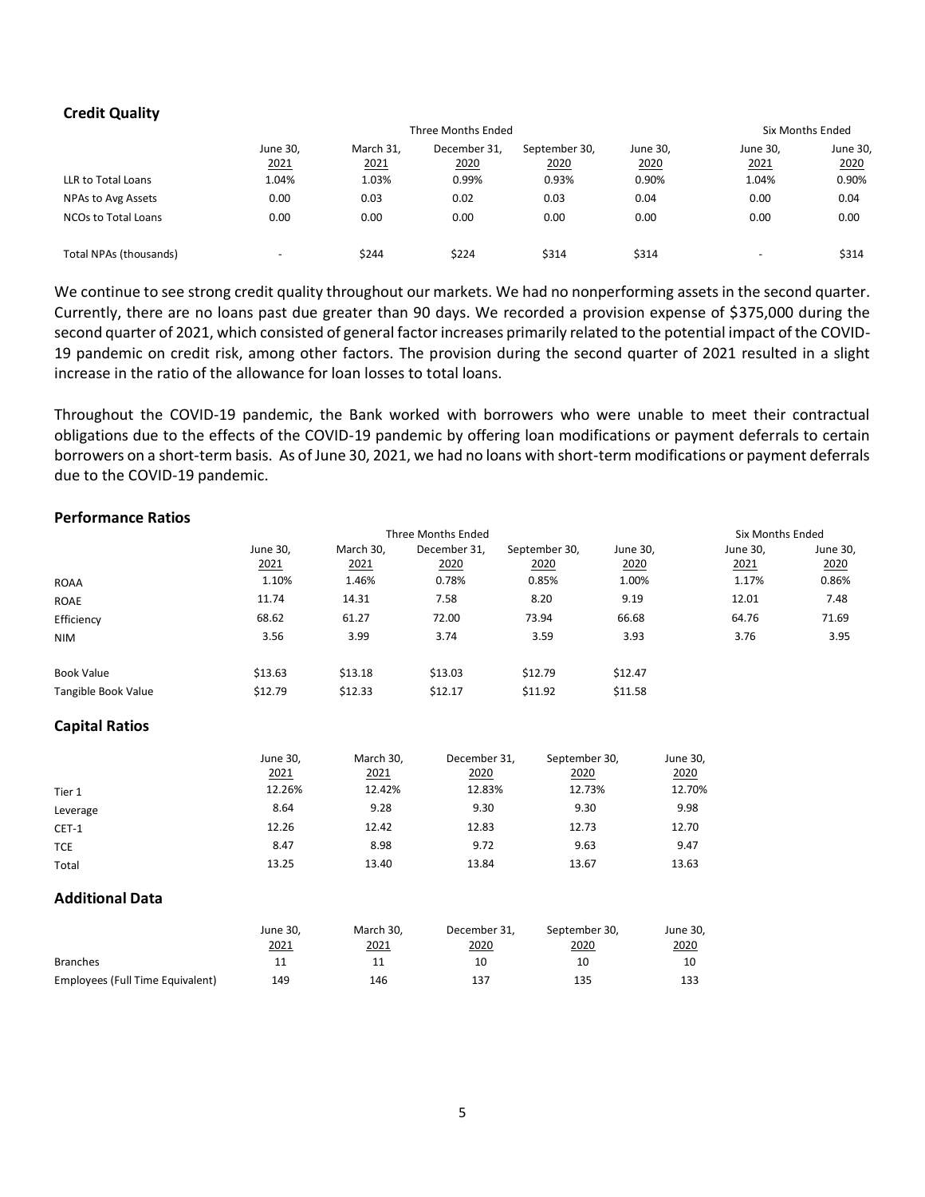### Credit Quality

| | Three Months Ended | | | | | Six Months Ended | |
|---|---|---|---|---|---|---|---|
| | June 30, 2021 | March 31, 2021 | December 31, 2020 | September 30, 2020 | June 30, 2020 | June 30, 2021 | June 30, 2020 |
| LLR to Total Loans | 1.04% | 1.03% | 0.99% | 0.93% | 0.90% | 1.04% | 0.90% |
| NPAs to Avg Assets | 0.00 | 0.03 | 0.02 | 0.03 | 0.04 | 0.00 | 0.04 |
| NCOs to Total Loans | 0.00 | 0.00 | 0.00 | 0.00 | 0.00 | 0.00 | 0.00 |
| Total NPAs (thousands) | - | $244 | $224 | $314 | $314 | - | $314 |

We continue to see strong credit quality throughout our markets. We had no nonperforming assets in the second quarter. Currently, there are no loans past due greater than 90 days. We recorded a provision expense of $375,000 during the second quarter of 2021, which consisted of general factor increases primarily related to the potential impact of the COVID-19 pandemic on credit risk, among other factors. The provision during the second quarter of 2021 resulted in a slight increase in the ratio of the allowance for loan losses to total loans.

Throughout the COVID-19 pandemic, the Bank worked with borrowers who were unable to meet their contractual obligations due to the effects of the COVID-19 pandemic by offering loan modifications or payment deferrals to certain borrowers on a short-term basis. As of June 30, 2021, we had no loans with short-term modifications or payment deferrals due to the COVID-19 pandemic.

### Performance Ratios

| | Three Months Ended | | | | | Six Months Ended | |
|---|---|---|---|---|---|---|---|
| | June 30, 2021 | March 30, 2021 | December 31, 2020 | September 30, 2020 | June 30, 2020 | June 30, 2021 | June 30, 2020 |
| ROAA | 1.10% | 1.46% | 0.78% | 0.85% | 1.00% | 1.17% | 0.86% |
| ROAE | 11.74 | 14.31 | 7.58 | 8.20 | 9.19 | 12.01 | 7.48 |
| Efficiency | 68.62 | 61.27 | 72.00 | 73.94 | 66.68 | 64.76 | 71.69 |
| NIM | 3.56 | 3.99 | 3.74 | 3.59 | 3.93 | 3.76 | 3.95 |
| Book Value | $13.63 | $13.18 | $13.03 | $12.79 | $12.47 | | |
| Tangible Book Value | $12.79 | $12.33 | $12.17 | $11.92 | $11.58 | | |

### Capital Ratios

| | June 30, 2021 | March 30, 2021 | December 31, 2020 | September 30, 2020 | June 30, 2020 |
|---|---|---|---|---|---|
| Tier 1 | 12.26% | 12.42% | 12.83% | 12.73% | 12.70% |
| Leverage | 8.64 | 9.28 | 9.30 | 9.30 | 9.98 |
| CET-1 | 12.26 | 12.42 | 12.83 | 12.73 | 12.70 |
| TCE | 8.47 | 8.98 | 9.72 | 9.63 | 9.47 |
| Total | 13.25 | 13.40 | 13.84 | 13.67 | 13.63 |

### Additional Data

| | June 30, 2021 | March 30, 2021 | December 31, 2020 | September 30, 2020 | June 30, 2020 |
|---|---|---|---|---|---|
| Branches | 11 | 11 | 10 | 10 | 10 |
| Employees (Full Time Equivalent) | 149 | 146 | 137 | 135 | 133 |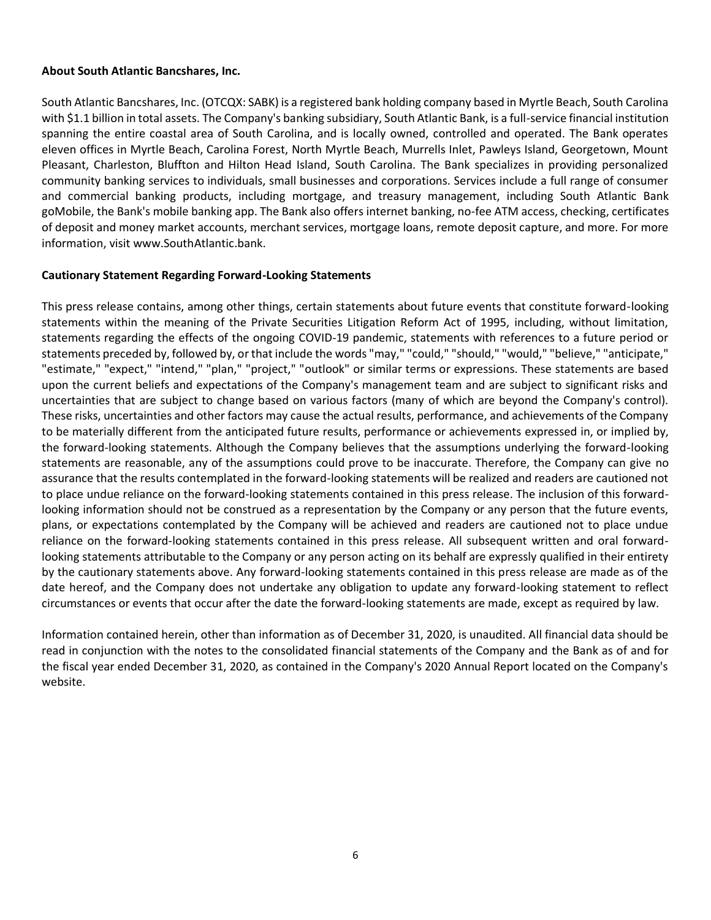**About South Atlantic Bancshares, Inc.**

South Atlantic Bancshares, Inc. (OTCQX: SABK) is a registered bank holding company based in Myrtle Beach, South Carolina with $1.1 billion in total assets. The Company's banking subsidiary, South Atlantic Bank, is a full-service financial institution spanning the entire coastal area of South Carolina, and is locally owned, controlled and operated. The Bank operates eleven offices in Myrtle Beach, Carolina Forest, North Myrtle Beach, Murrells Inlet, Pawleys Island, Georgetown, Mount Pleasant, Charleston, Bluffton and Hilton Head Island, South Carolina. The Bank specializes in providing personalized community banking services to individuals, small businesses and corporations. Services include a full range of consumer and commercial banking products, including mortgage, and treasury management, including South Atlantic Bank goMobile, the Bank's mobile banking app. The Bank also offers internet banking, no-fee ATM access, checking, certificates of deposit and money market accounts, merchant services, mortgage loans, remote deposit capture, and more. For more information, visit www.SouthAtlantic.bank.

**Cautionary Statement Regarding Forward-Looking Statements**

This press release contains, among other things, certain statements about future events that constitute forward-looking statements within the meaning of the Private Securities Litigation Reform Act of 1995, including, without limitation, statements regarding the effects of the ongoing COVID-19 pandemic, statements with references to a future period or statements preceded by, followed by, or that include the words "may," "could," "should," "would," "believe," "anticipate," "estimate," "expect," "intend," "plan," "project," "outlook" or similar terms or expressions. These statements are based upon the current beliefs and expectations of the Company's management team and are subject to significant risks and uncertainties that are subject to change based on various factors (many of which are beyond the Company's control). These risks, uncertainties and other factors may cause the actual results, performance, and achievements of the Company to be materially different from the anticipated future results, performance or achievements expressed in, or implied by, the forward-looking statements. Although the Company believes that the assumptions underlying the forward-looking statements are reasonable, any of the assumptions could prove to be inaccurate. Therefore, the Company can give no assurance that the results contemplated in the forward-looking statements will be realized and readers are cautioned not to place undue reliance on the forward-looking statements contained in this press release. The inclusion of this forward-looking information should not be construed as a representation by the Company or any person that the future events, plans, or expectations contemplated by the Company will be achieved and readers are cautioned not to place undue reliance on the forward-looking statements contained in this press release. All subsequent written and oral forward-looking statements attributable to the Company or any person acting on its behalf are expressly qualified in their entirety by the cautionary statements above. Any forward-looking statements contained in this press release are made as of the date hereof, and the Company does not undertake any obligation to update any forward-looking statement to reflect circumstances or events that occur after the date the forward-looking statements are made, except as required by law.

Information contained herein, other than information as of December 31, 2020, is unaudited. All financial data should be read in conjunction with the notes to the consolidated financial statements of the Company and the Bank as of and for the fiscal year ended December 31, 2020, as contained in the Company's 2020 Annual Report located on the Company's website.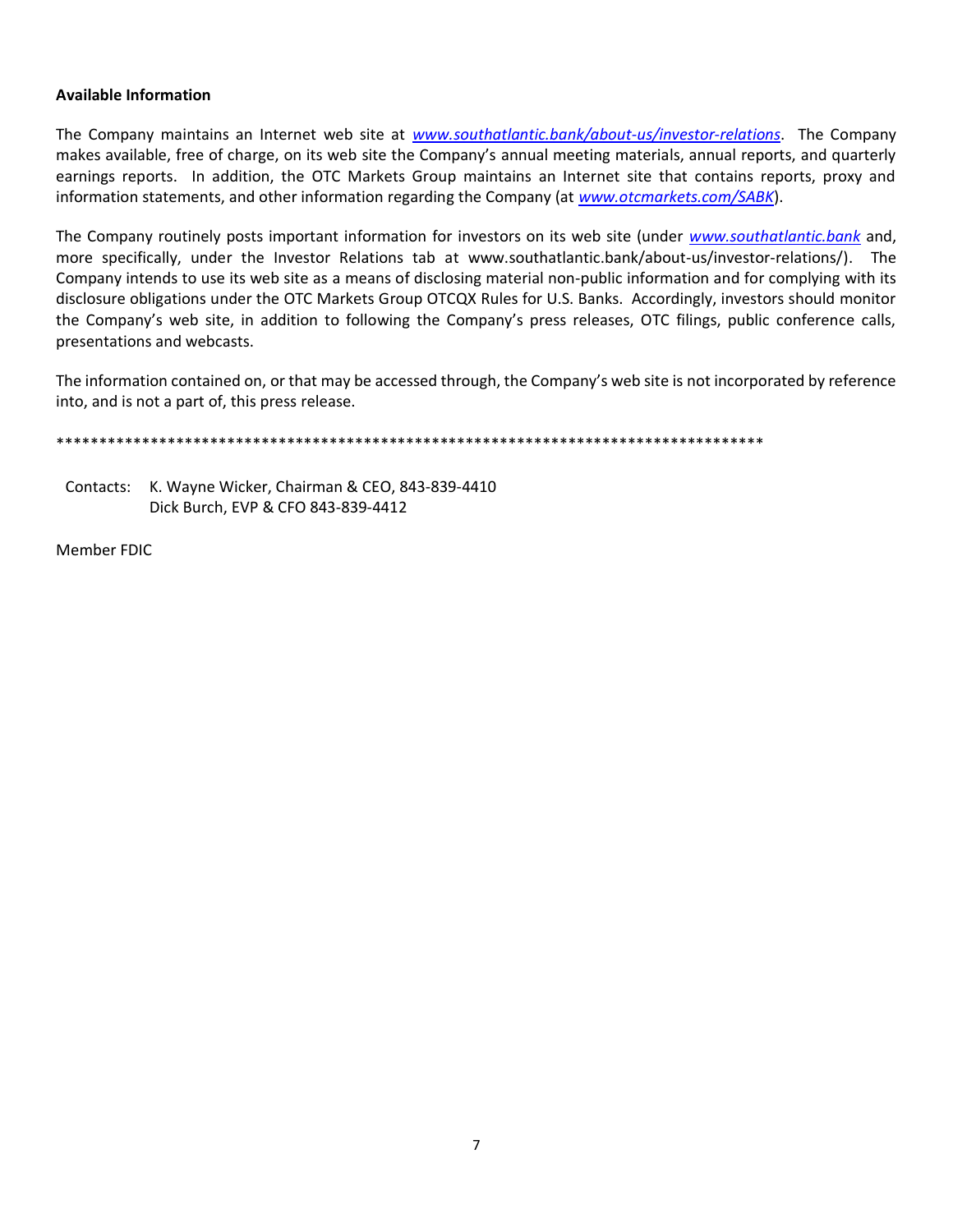**Available Information**

The Company maintains an Internet web site at *www.southatlantic.bank/about-us/investor-relations*. The Company makes available, free of charge, on its web site the Company's annual meeting materials, annual reports, and quarterly earnings reports. In addition, the OTC Markets Group maintains an Internet site that contains reports, proxy and information statements, and other information regarding the Company (at *www.otcmarkets.com/SABK*).

The Company routinely posts important information for investors on its web site (under *www.southatlantic.bank* and, more specifically, under the Investor Relations tab at www.southatlantic.bank/about-us/investor-relations/). The Company intends to use its web site as a means of disclosing material non-public information and for complying with its disclosure obligations under the OTC Markets Group OTCQX Rules for U.S. Banks. Accordingly, investors should monitor the Company's web site, in addition to following the Company's press releases, OTC filings, public conference calls, presentations and webcasts.

The information contained on, or that may be accessed through, the Company's web site is not incorporated by reference into, and is not a part of, this press release.

**************************************************************************************

Contacts: K. Wayne Wicker, Chairman & CEO, 843-839-4410
Dick Burch, EVP & CFO 843-839-4412

Member FDIC